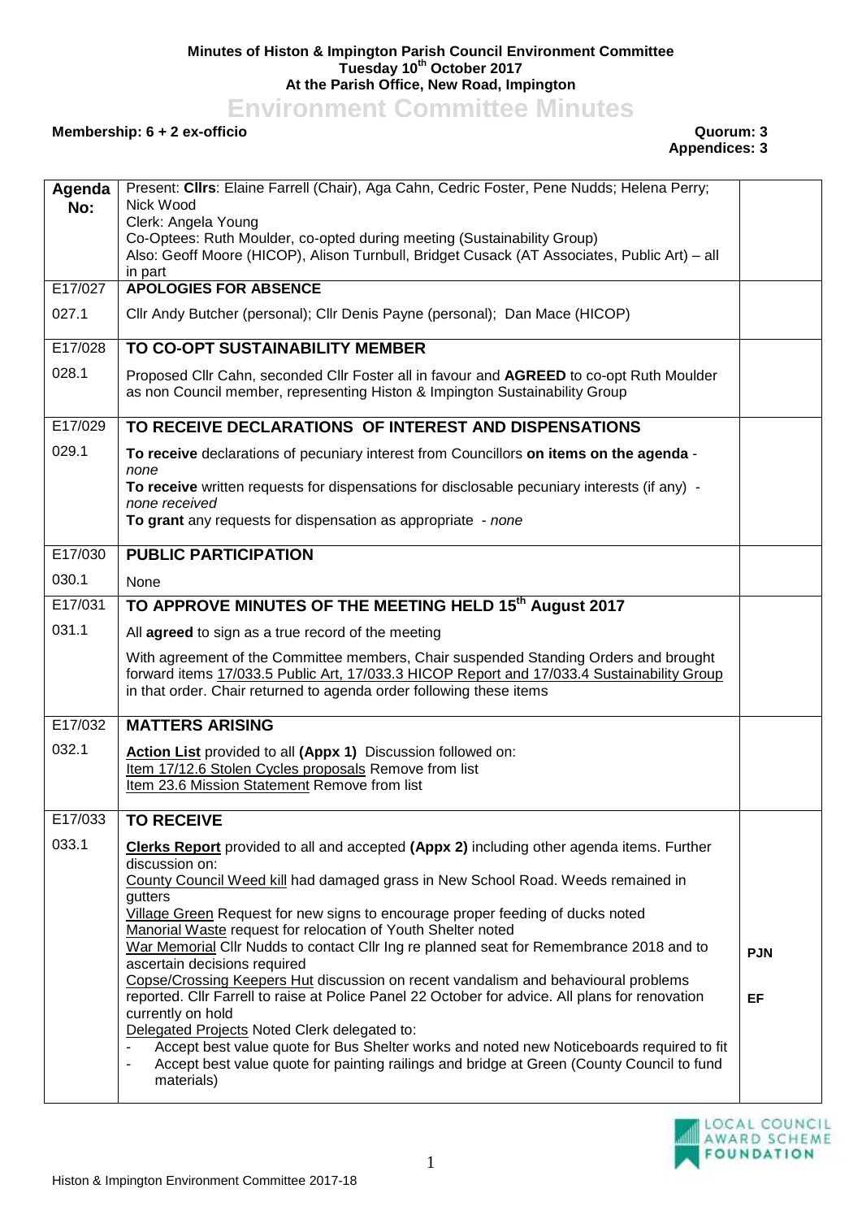**Minutes of Histon & Impington Parish Council Environment Committee**
**Tuesday 10th October 2017**
**At the Parish Office, New Road, Impington**

# Environment Committee Minutes

**Membership: 6 + 2 ex-officio** **Quorum: 3**
**Appendices: 3**

| **Agenda No:** | Present: **Cllrs**: Elaine Farrell (Chair), Aga Cahn, Cedric Foster, Pene Nudds; Helena Perry; Nick Wood<br>Clerk: Angela Young<br>Co-Optees: Ruth Moulder, co-opted during meeting (Sustainability Group)<br>Also: Geoff Moore (HICOP), Alison Turnbull, Bridget Cusack (AT Associates, Public Art) – all in part | |
|---|---|---|
| E17/027 | **APOLOGIES FOR ABSENCE** | |
| 027.1 | Cllr Andy Butcher (personal); Cllr Denis Payne (personal); Dan Mace (HICOP) | |
| E17/028 | **TO CO-OPT SUSTAINABILITY MEMBER** | |
| 028.1 | Proposed Cllr Cahn, seconded Cllr Foster all in favour and **AGREED** to co-opt Ruth Moulder as non Council member, representing Histon & Impington Sustainability Group | |
| E17/029 | **TO RECEIVE DECLARATIONS OF INTEREST AND DISPENSATIONS** | |
| 029.1 | **To receive** declarations of pecuniary interest from Councillors **on items on the agenda** - *none*<br>**To receive** written requests for dispensations for disclosable pecuniary interests (if any) - *none received*<br>**To grant** any requests for dispensation as appropriate - *none* | |
| E17/030 | **PUBLIC PARTICIPATION** | |
| 030.1 | None | |
| E17/031 | **TO APPROVE MINUTES OF THE MEETING HELD 15th August 2017** | |
| 031.1 | All **agreed** to sign as a true record of the meeting<br><br>With agreement of the Committee members, Chair suspended Standing Orders and brought forward items 17/033.5 Public Art, 17/033.3 HICOP Report and 17/033.4 Sustainability Group in that order. Chair returned to agenda order following these items | |
| E17/032 | **MATTERS ARISING** | |
| 032.1 | **Action List** provided to all **(Appx 1)** Discussion followed on:<br>Item 17/12.6 Stolen Cycles proposals Remove from list<br>Item 23.6 Mission Statement Remove from list | |
| E17/033 | **TO RECEIVE** | |
| 033.1 | **Clerks Report** provided to all and accepted **(Appx 2)** including other agenda items. Further discussion on:<br>County Council Weed kill had damaged grass in New School Road. Weeds remained in gutters<br>Village Green Request for new signs to encourage proper feeding of ducks noted<br>Manorial Waste request for relocation of Youth Shelter noted<br>War Memorial Cllr Nudds to contact Cllr Ing re planned seat for Remembrance 2018 and to ascertain decisions required<br>Copse/Crossing Keepers Hut discussion on recent vandalism and behavioural problems reported. Cllr Farrell to raise at Police Panel 22 October for advice. All plans for renovation currently on hold<br>Delegated Projects Noted Clerk delegated to:<br>- Accept best value quote for Bus Shelter works and noted new Noticeboards required to fit<br>- Accept best value quote for painting railings and bridge at Green (County Council to fund materials) | **PJN**<br><br>**EF** |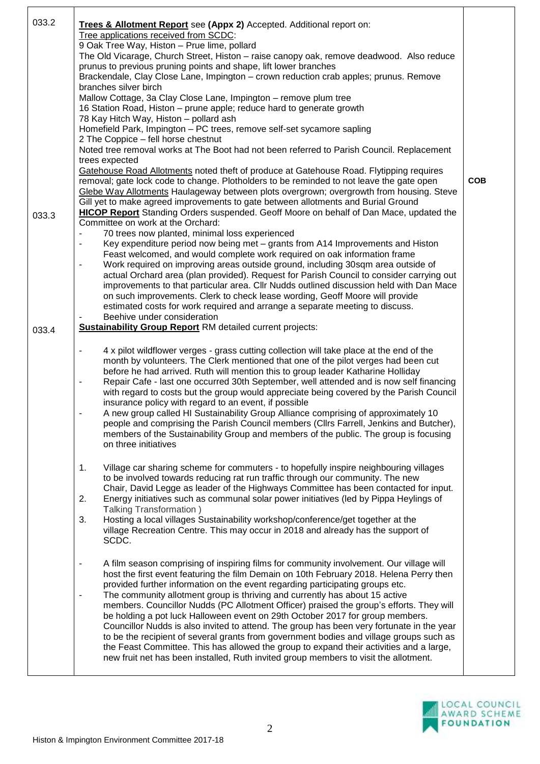| | | |
|---|---|---|
| 033.2 | **Trees & Allotment Report** see **(Appx 2)** Accepted. Additional report on:<br>Tree applications received from SCDC:<br>9 Oak Tree Way, Histon – Prue lime, pollard<br>The Old Vicarage, Church Street, Histon – raise canopy oak, remove deadwood. Also reduce prunus to previous pruning points and shape, lift lower branches<br>Brackendale, Clay Close Lane, Impington – crown reduction crab apples; prunus. Remove branches silver birch<br>Mallow Cottage, 3a Clay Close Lane, Impington – remove plum tree<br>16 Station Road, Histon – prune apple; reduce hard to generate growth<br>78 Kay Hitch Way, Histon – pollard ash<br>Homefield Park, Impington – PC trees, remove self-set sycamore sapling<br>2 The Coppice – fell horse chestnut<br>Noted tree removal works at The Boot had not been referred to Parish Council. Replacement trees expected<br>Gatehouse Road Allotments noted theft of produce at Gatehouse Road. Flytipping requires removal; gate lock code to change. Plotholders to be reminded to not leave the gate open<br>Glebe Way Allotments Haulageway between plots overgrown; overgrowth from housing. Steve Gill yet to make agreed improvements to gate between allotments and Burial Ground | **COB** |
| 033.3 | **HICOP Report** Standing Orders suspended. Geoff Moore on behalf of Dan Mace, updated the Committee on work at the Orchard:<br>- 70 trees now planted, minimal loss experienced<br>- Key expenditure period now being met – grants from A14 Improvements and Histon Feast welcomed, and would complete work required on oak information frame<br>- Work required on improving areas outside ground, including 30sqm area outside of actual Orchard area (plan provided). Request for Parish Council to consider carrying out improvements to that particular area. Cllr Nudds outlined discussion held with Dan Mace on such improvements. Clerk to check lease wording, Geoff Moore will provide estimated costs for work required and arrange a separate meeting to discuss.<br>- Beehive under consideration | |
| 033.4 | **Sustainability Group Report** RM detailed current projects:<br><br>- 4 x pilot wildflower verges - grass cutting collection will take place at the end of the month by volunteers. The Clerk mentioned that one of the pilot verges had been cut before he had arrived. Ruth will mention this to group leader Katharine Holliday<br>- Repair Cafe - last one occurred 30th September, well attended and is now self financing with regard to costs but the group would appreciate being covered by the Parish Council insurance policy with regard to an event, if possible<br>- A new group called HI Sustainability Group Alliance comprising of approximately 10 people and comprising the Parish Council members (Cllrs Farrell, Jenkins and Butcher), members of the Sustainability Group and members of the public. The group is focusing on three initiatives<br><br>1. Village car sharing scheme for commuters - to hopefully inspire neighbouring villages to be involved towards reducing rat run traffic through our community. The new Chair, David Legge as leader of the Highways Committee has been contacted for input.<br>2. Energy initiatives such as communal solar power initiatives (led by Pippa Heylings of Talking Transformation )<br>3. Hosting a local villages Sustainability workshop/conference/get together at the village Recreation Centre. This may occur in 2018 and already has the support of SCDC.<br><br>- A film season comprising of inspiring films for community involvement. Our village will host the first event featuring the film Demain on 10th February 2018. Helena Perry then provided further information on the event regarding participating groups etc.<br>- The community allotment group is thriving and currently has about 15 active members. Councillor Nudds (PC Allotment Officer) praised the group's efforts. They will be holding a pot luck Halloween event on 29th October 2017 for group members. Councillor Nudds is also invited to attend. The group has been very fortunate in the year to be the recipient of several grants from government bodies and village groups such as the Feast Committee. This has allowed the group to expand their activities and a large, new fruit net has been installed, Ruth invited group members to visit the allotment. | |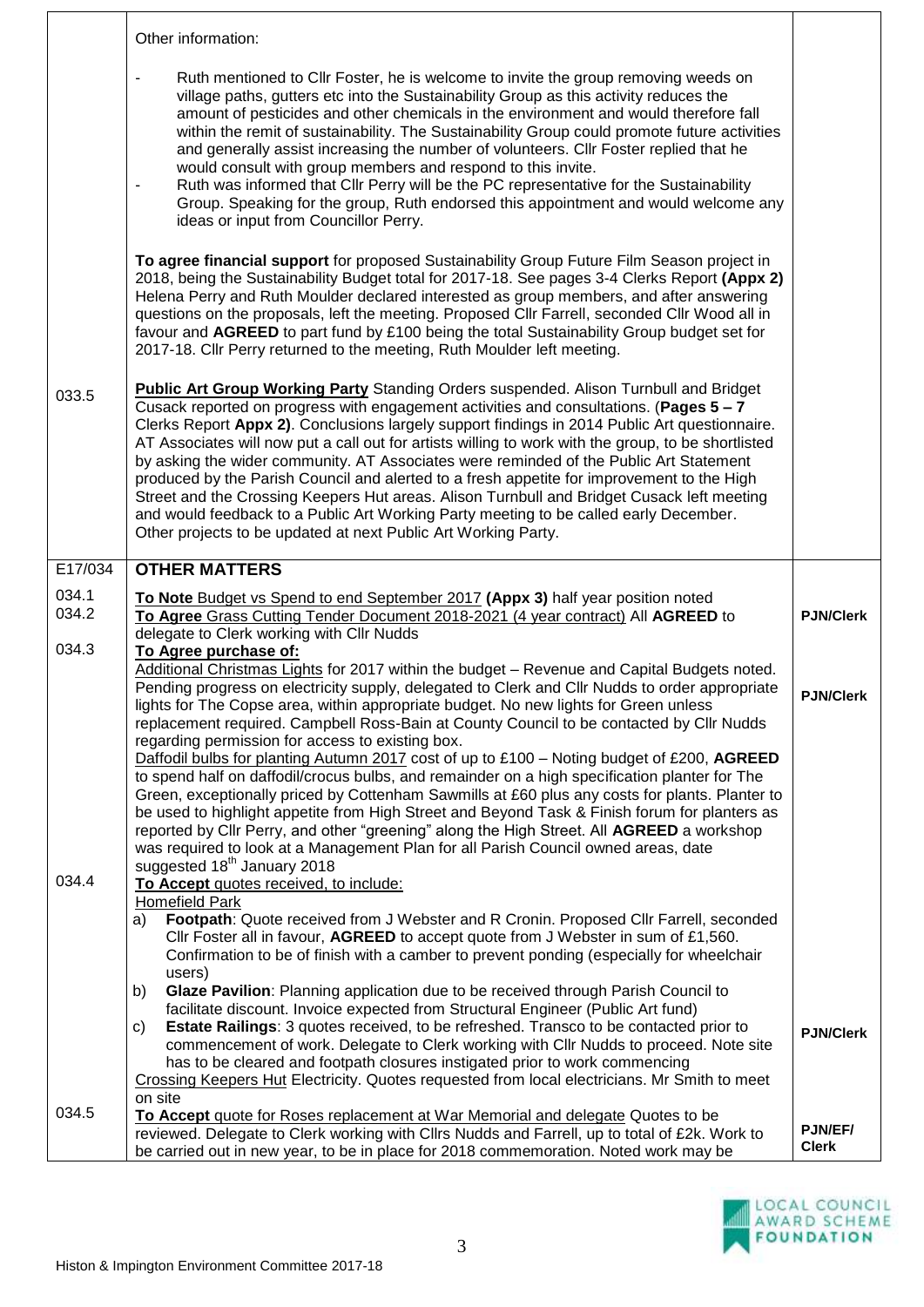| | | |
|---|---|---|
| | Other information:<br><br>- Ruth mentioned to Cllr Foster, he is welcome to invite the group removing weeds on village paths, gutters etc into the Sustainability Group as this activity reduces the amount of pesticides and other chemicals in the environment and would therefore fall within the remit of sustainability. The Sustainability Group could promote future activities and generally assist increasing the number of volunteers. Cllr Foster replied that he would consult with group members and respond to this invite.<br>- Ruth was informed that Cllr Perry will be the PC representative for the Sustainability Group. Speaking for the group, Ruth endorsed this appointment and would welcome any ideas or input from Councillor Perry.<br><br>**To agree financial support** for proposed Sustainability Group Future Film Season project in 2018, being the Sustainability Budget total for 2017-18. See pages 3-4 Clerks Report **(Appx 2)** Helena Perry and Ruth Moulder declared interested as group members, and after answering questions on the proposals, left the meeting. Proposed Cllr Farrell, seconded Cllr Wood all in favour and **AGREED** to part fund by £100 being the total Sustainability Group budget set for 2017-18. Cllr Perry returned to the meeting, Ruth Moulder left meeting. | |
| 033.5 | **Public Art Group Working Party** Standing Orders suspended. Alison Turnbull and Bridget Cusack reported on progress with engagement activities and consultations. (**Pages 5 – 7** Clerks Report **Appx 2)**. Conclusions largely support findings in 2014 Public Art questionnaire. AT Associates will now put a call out for artists willing to work with the group, to be shortlisted by asking the wider community. AT Associates were reminded of the Public Art Statement produced by the Parish Council and alerted to a fresh appetite for improvement to the High Street and the Crossing Keepers Hut areas. Alison Turnbull and Bridget Cusack left meeting and would feedback to a Public Art Working Party meeting to be called early December. Other projects to be updated at next Public Art Working Party. | |
| E17/034 | **OTHER MATTERS** | |
| 034.1 | To Note Budget vs Spend to end September 2017 **(Appx 3)** half year position noted | |
| 034.2 | **To Agree** Grass Cutting Tender Document 2018-2021 (4 year contract) All **AGREED** to delegate to Clerk working with Cllr Nudds | **PJN/Clerk** |
| 034.3 | **To Agree purchase of:**<br>Additional Christmas Lights for 2017 within the budget – Revenue and Capital Budgets noted. Pending progress on electricity supply, delegated to Clerk and Cllr Nudds to order appropriate lights for The Copse area, within appropriate budget. No new lights for Green unless replacement required. Campbell Ross-Bain at County Council to be contacted by Cllr Nudds regarding permission for access to existing box.<br>Daffodil bulbs for planting Autumn 2017 cost of up to £100 – Noting budget of £200, **AGREED** to spend half on daffodil/crocus bulbs, and remainder on a high specification planter for The Green, exceptionally priced by Cottenham Sawmills at £60 plus any costs for plants. Planter to be used to highlight appetite from High Street and Beyond Task & Finish forum for planters as reported by Cllr Perry, and other "greening" along the High Street. All **AGREED** a workshop was required to look at a Management Plan for all Parish Council owned areas, date suggested 18th January 2018 | **PJN/Clerk** |
| 034.4 | **To Accept** quotes received, to include:<br>Homefield Park<br>a) **Footpath**: Quote received from J Webster and R Cronin. Proposed Cllr Farrell, seconded Cllr Foster all in favour, **AGREED** to accept quote from J Webster in sum of £1,560. Confirmation to be of finish with a camber to prevent ponding (especially for wheelchair users)<br>b) **Glaze Pavilion**: Planning application due to be received through Parish Council to facilitate discount. Invoice expected from Structural Engineer (Public Art fund)<br>c) **Estate Railings**: 3 quotes received, to be refreshed. Transco to be contacted prior to commencement of work. Delegate to Clerk working with Cllr Nudds to proceed. Note site has to be cleared and footpath closures instigated prior to work commencing<br>Crossing Keepers Hut Electricity. Quotes requested from local electricians. Mr Smith to meet on site | **PJN/Clerk** |
| 034.5 | **To Accept** quote for Roses replacement at War Memorial and delegate Quotes to be reviewed. Delegate to Clerk working with Cllrs Nudds and Farrell, up to total of £2k. Work to be carried out in new year, to be in place for 2018 commemoration. Noted work may be | **PJN/EF/ Clerk** |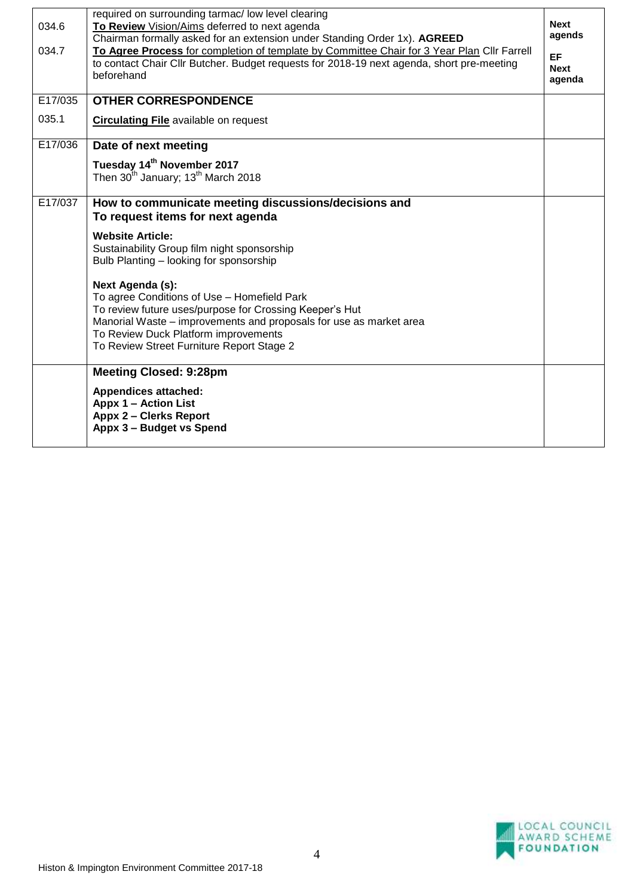| | | |
|---|---|---|
| 034.6<br><br>034.7 | required on surrounding tarmac/ low level clearing<br>**To Review** Vision/Aims deferred to next agenda<br>Chairman formally asked for an extension under Standing Order 1x). **AGREED**<br>**To Agree Process** for completion of template by Committee Chair for 3 Year Plan Cllr Farrell to contact Chair Cllr Butcher. Budget requests for 2018-19 next agenda, short pre-meeting beforehand | **Next agends**<br><br>**EF**<br>**Next agenda** |
| E17/035 | **OTHER CORRESPONDENCE** | |
| 035.1 | **Circulating File** available on request | |
| E17/036 | **Date of next meeting**<br><br>**Tuesday 14th November 2017**<br>Then 30th January; 13th March 2018 | |
| E17/037 | **How to communicate meeting discussions/decisions and To request items for next agenda**<br><br>**Website Article:**<br>Sustainability Group film night sponsorship<br>Bulb Planting – looking for sponsorship<br><br>**Next Agenda (s):**<br>To agree Conditions of Use – Homefield Park<br>To review future uses/purpose for Crossing Keeper's Hut<br>Manorial Waste – improvements and proposals for use as market area<br>To Review Duck Platform improvements<br>To Review Street Furniture Report Stage 2 | |
| | **Meeting Closed: 9:28pm**<br><br>**Appendices attached:**<br>**Appx 1 – Action List**<br>**Appx 2 – Clerks Report**<br>**Appx 3 – Budget vs Spend** | |

Histon & Impington Environment Committee 2017-18